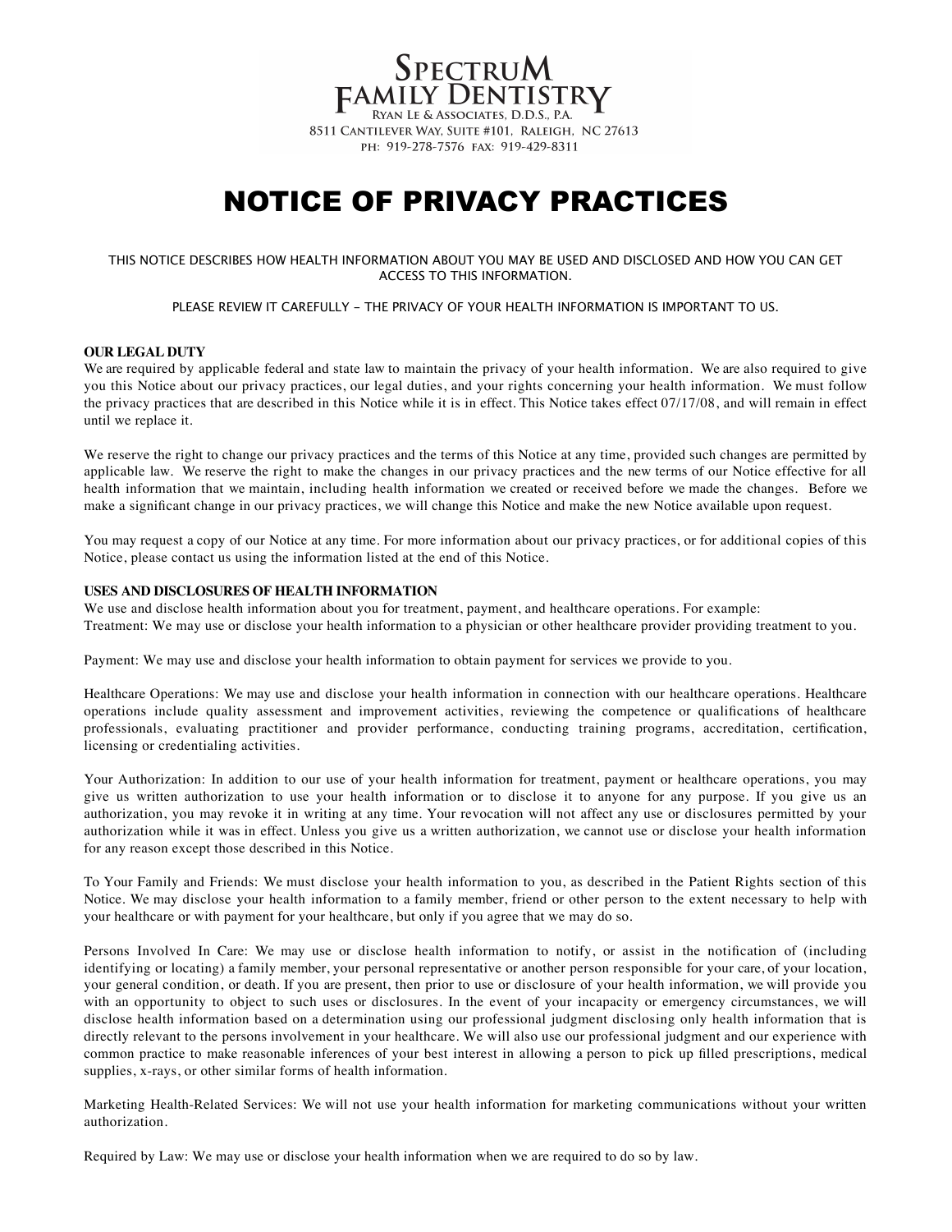**Spectrum Family Dentistry**
Ryan Le & Associates, D.D.S., P.A.
8511 Cantilever Way, Suite #101, Raleigh, NC 27613
ph: 919-278-7576 fax: 919-429-8311

# NOTICE OF PRIVACY PRACTICES

THIS NOTICE DESCRIBES HOW HEALTH INFORMATION ABOUT YOU MAY BE USED AND DISCLOSED AND HOW YOU CAN GET ACCESS TO THIS INFORMATION.

PLEASE REVIEW IT CAREFULLY - THE PRIVACY OF YOUR HEALTH INFORMATION IS IMPORTANT TO US.

## OUR LEGAL DUTY

We are required by applicable federal and state law to maintain the privacy of your health information. We are also required to give you this Notice about our privacy practices, our legal duties, and your rights concerning your health information. We must follow the privacy practices that are described in this Notice while it is in effect. This Notice takes effect 07/17/08, and will remain in effect until we replace it.

We reserve the right to change our privacy practices and the terms of this Notice at any time, provided such changes are permitted by applicable law. We reserve the right to make the changes in our privacy practices and the new terms of our Notice effective for all health information that we maintain, including health information we created or received before we made the changes. Before we make a significant change in our privacy practices, we will change this Notice and make the new Notice available upon request.

You may request a copy of our Notice at any time. For more information about our privacy practices, or for additional copies of this Notice, please contact us using the information listed at the end of this Notice.

## USES AND DISCLOSURES OF HEALTH INFORMATION

We use and disclose health information about you for treatment, payment, and healthcare operations. For example:
Treatment: We may use or disclose your health information to a physician or other healthcare provider providing treatment to you.

Payment: We may use and disclose your health information to obtain payment for services we provide to you.

Healthcare Operations: We may use and disclose your health information in connection with our healthcare operations. Healthcare operations include quality assessment and improvement activities, reviewing the competence or qualifications of healthcare professionals, evaluating practitioner and provider performance, conducting training programs, accreditation, certification, licensing or credentialing activities.

Your Authorization: In addition to our use of your health information for treatment, payment or healthcare operations, you may give us written authorization to use your health information or to disclose it to anyone for any purpose. If you give us an authorization, you may revoke it in writing at any time. Your revocation will not affect any use or disclosures permitted by your authorization while it was in effect. Unless you give us a written authorization, we cannot use or disclose your health information for any reason except those described in this Notice.

To Your Family and Friends: We must disclose your health information to you, as described in the Patient Rights section of this Notice. We may disclose your health information to a family member, friend or other person to the extent necessary to help with your healthcare or with payment for your healthcare, but only if you agree that we may do so.

Persons Involved In Care: We may use or disclose health information to notify, or assist in the notification of (including identifying or locating) a family member, your personal representative or another person responsible for your care, of your location, your general condition, or death. If you are present, then prior to use or disclosure of your health information, we will provide you with an opportunity to object to such uses or disclosures. In the event of your incapacity or emergency circumstances, we will disclose health information based on a determination using our professional judgment disclosing only health information that is directly relevant to the persons involvement in your healthcare. We will also use our professional judgment and our experience with common practice to make reasonable inferences of your best interest in allowing a person to pick up filled prescriptions, medical supplies, x-rays, or other similar forms of health information.

Marketing Health-Related Services: We will not use your health information for marketing communications without your written authorization.

Required by Law: We may use or disclose your health information when we are required to do so by law.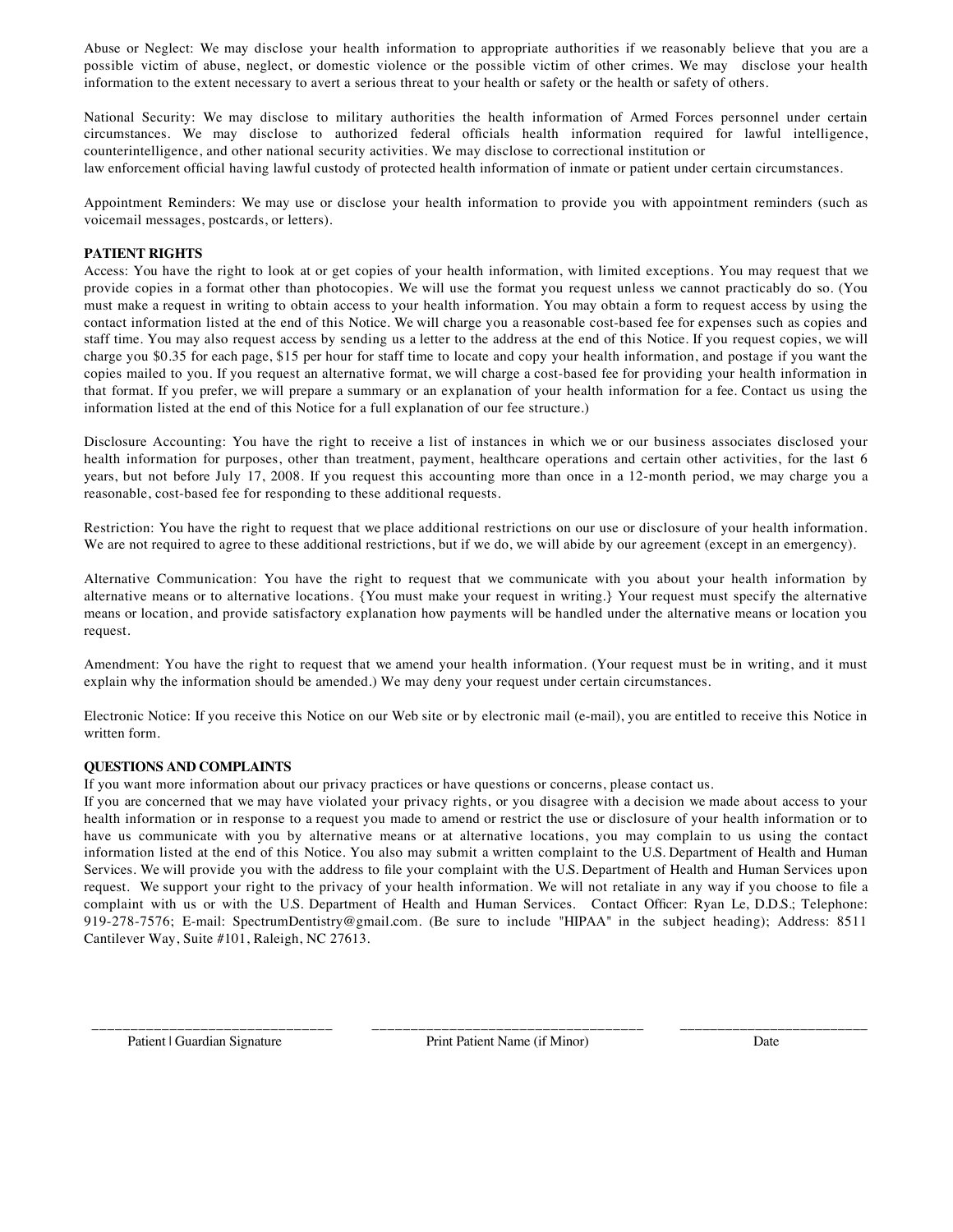Abuse or Neglect: We may disclose your health information to appropriate authorities if we reasonably believe that you are a possible victim of abuse, neglect, or domestic violence or the possible victim of other crimes. We may disclose your health information to the extent necessary to avert a serious threat to your health or safety or the health or safety of others.

National Security: We may disclose to military authorities the health information of Armed Forces personnel under certain circumstances. We may disclose to authorized federal officials health information required for lawful intelligence, counterintelligence, and other national security activities. We may disclose to correctional institution or law enforcement official having lawful custody of protected health information of inmate or patient under certain circumstances.

Appointment Reminders: We may use or disclose your health information to provide you with appointment reminders (such as voicemail messages, postcards, or letters).

**PATIENT RIGHTS**

Access: You have the right to look at or get copies of your health information, with limited exceptions. You may request that we provide copies in a format other than photocopies. We will use the format you request unless we cannot practicably do so. (You must make a request in writing to obtain access to your health information. You may obtain a form to request access by using the contact information listed at the end of this Notice. We will charge you a reasonable cost-based fee for expenses such as copies and staff time. You may also request access by sending us a letter to the address at the end of this Notice. If you request copies, we will charge you $0.35 for each page, $15 per hour for staff time to locate and copy your health information, and postage if you want the copies mailed to you. If you request an alternative format, we will charge a cost-based fee for providing your health information in that format. If you prefer, we will prepare a summary or an explanation of your health information for a fee. Contact us using the information listed at the end of this Notice for a full explanation of our fee structure.)

Disclosure Accounting: You have the right to receive a list of instances in which we or our business associates disclosed your health information for purposes, other than treatment, payment, healthcare operations and certain other activities, for the last 6 years, but not before July 17, 2008. If you request this accounting more than once in a 12-month period, we may charge you a reasonable, cost-based fee for responding to these additional requests.

Restriction: You have the right to request that we place additional restrictions on our use or disclosure of your health information. We are not required to agree to these additional restrictions, but if we do, we will abide by our agreement (except in an emergency).

Alternative Communication: You have the right to request that we communicate with you about your health information by alternative means or to alternative locations. {You must make your request in writing.} Your request must specify the alternative means or location, and provide satisfactory explanation how payments will be handled under the alternative means or location you request.

Amendment: You have the right to request that we amend your health information. (Your request must be in writing, and it must explain why the information should be amended.) We may deny your request under certain circumstances.

Electronic Notice: If you receive this Notice on our Web site or by electronic mail (e-mail), you are entitled to receive this Notice in written form.

**QUESTIONS AND COMPLAINTS**

If you want more information about our privacy practices or have questions or concerns, please contact us.

If you are concerned that we may have violated your privacy rights, or you disagree with a decision we made about access to your health information or in response to a request you made to amend or restrict the use or disclosure of your health information or to have us communicate with you by alternative means or at alternative locations, you may complain to us using the contact information listed at the end of this Notice. You also may submit a written complaint to the U.S. Department of Health and Human Services. We will provide you with the address to file your complaint with the U.S. Department of Health and Human Services upon request. We support your right to the privacy of your health information. We will not retaliate in any way if you choose to file a complaint with us or with the U.S. Department of Health and Human Services. Contact Officer: Ryan Le, D.D.S.; Telephone: 919-278-7576; E-mail: SpectrumDentistry@gmail.com. (Be sure to include "HIPAA" in the subject heading); Address: 8511 Cantilever Way, Suite #101, Raleigh, NC 27613.

| | | |
|---|---|---|
| ______________________________ | ______________________________ | ______________________________ |
| Patient | Guardian Signature | Print Patient Name (if Minor) | Date |